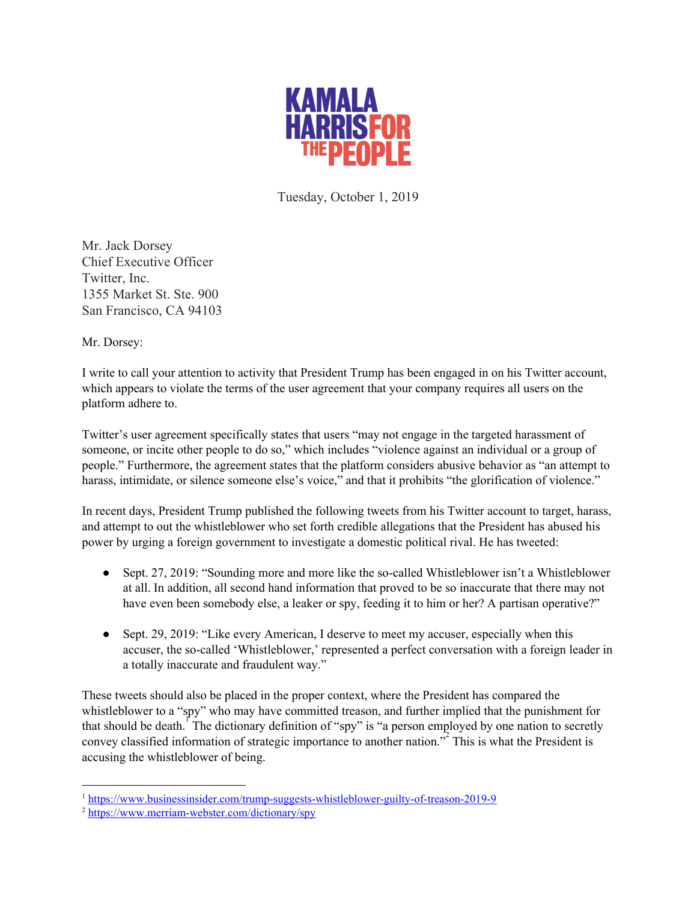KAMALA HARRIS FOR THE PEOPLE

Tuesday, October 1, 2019

Mr. Jack Dorsey
Chief Executive Officer
Twitter, Inc.
1355 Market St. Ste. 900
San Francisco, CA 94103

Mr. Dorsey:

I write to call your attention to activity that President Trump has been engaged in on his Twitter account, which appears to violate the terms of the user agreement that your company requires all users on the platform adhere to.

Twitter's user agreement specifically states that users "may not engage in the targeted harassment of someone, or incite other people to do so," which includes "violence against an individual or a group of people." Furthermore, the agreement states that the platform considers abusive behavior as "an attempt to harass, intimidate, or silence someone else's voice," and that it prohibits "the glorification of violence."

In recent days, President Trump published the following tweets from his Twitter account to target, harass, and attempt to out the whistleblower who set forth credible allegations that the President has abused his power by urging a foreign government to investigate a domestic political rival. He has tweeted:

- Sept. 27, 2019: "Sounding more and more like the so-called Whistleblower isn't a Whistleblower at all. In addition, all second hand information that proved to be so inaccurate that there may not have even been somebody else, a leaker or spy, feeding it to him or her? A partisan operative?"
- Sept. 29, 2019: "Like every American, I deserve to meet my accuser, especially when this accuser, the so-called 'Whistleblower,' represented a perfect conversation with a foreign leader in a totally inaccurate and fraudulent way."

These tweets should also be placed in the proper context, where the President has compared the whistleblower to a "spy" who may have committed treason, and further implied that the punishment for that should be death.[1] The dictionary definition of "spy" is "a person employed by one nation to secretly convey classified information of strategic importance to another nation."[2] This is what the President is accusing the whistleblower of being.

---

[1] https://www.businessinsider.com/trump-suggests-whistleblower-guilty-of-treason-2019-9
[2] https://www.merriam-webster.com/dictionary/spy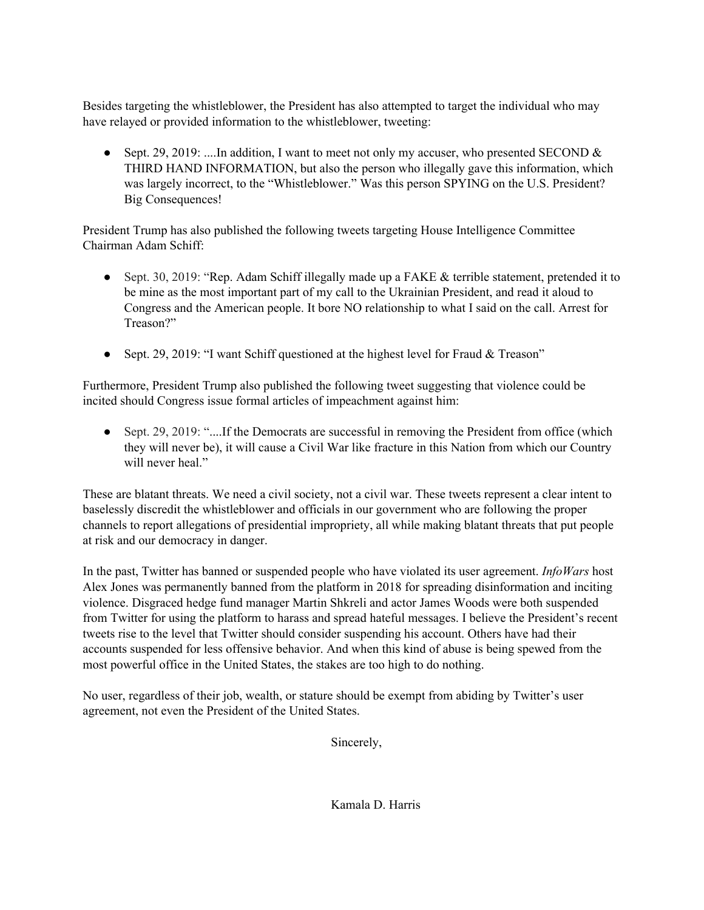Besides targeting the whistleblower, the President has also attempted to target the individual who may have relayed or provided information to the whistleblower, tweeting:

- Sept. 29, 2019: ....In addition, I want to meet not only my accuser, who presented SECOND & THIRD HAND INFORMATION, but also the person who illegally gave this information, which was largely incorrect, to the "Whistleblower." Was this person SPYING on the U.S. President? Big Consequences!

President Trump has also published the following tweets targeting House Intelligence Committee Chairman Adam Schiff:

- Sept. 30, 2019: "Rep. Adam Schiff illegally made up a FAKE & terrible statement, pretended it to be mine as the most important part of my call to the Ukrainian President, and read it aloud to Congress and the American people. It bore NO relationship to what I said on the call. Arrest for Treason?"

- Sept. 29, 2019: "I want Schiff questioned at the highest level for Fraud & Treason"

Furthermore, President Trump also published the following tweet suggesting that violence could be incited should Congress issue formal articles of impeachment against him:

- Sept. 29, 2019: "....If the Democrats are successful in removing the President from office (which they will never be), it will cause a Civil War like fracture in this Nation from which our Country will never heal."

These are blatant threats. We need a civil society, not a civil war. These tweets represent a clear intent to baselessly discredit the whistleblower and officials in our government who are following the proper channels to report allegations of presidential impropriety, all while making blatant threats that put people at risk and our democracy in danger.

In the past, Twitter has banned or suspended people who have violated its user agreement. *InfoWars* host Alex Jones was permanently banned from the platform in 2018 for spreading disinformation and inciting violence. Disgraced hedge fund manager Martin Shkreli and actor James Woods were both suspended from Twitter for using the platform to harass and spread hateful messages. I believe the President's recent tweets rise to the level that Twitter should consider suspending his account. Others have had their accounts suspended for less offensive behavior. And when this kind of abuse is being spewed from the most powerful office in the United States, the stakes are too high to do nothing.

No user, regardless of their job, wealth, or stature should be exempt from abiding by Twitter's user agreement, not even the President of the United States.

Sincerely,

Kamala D. Harris